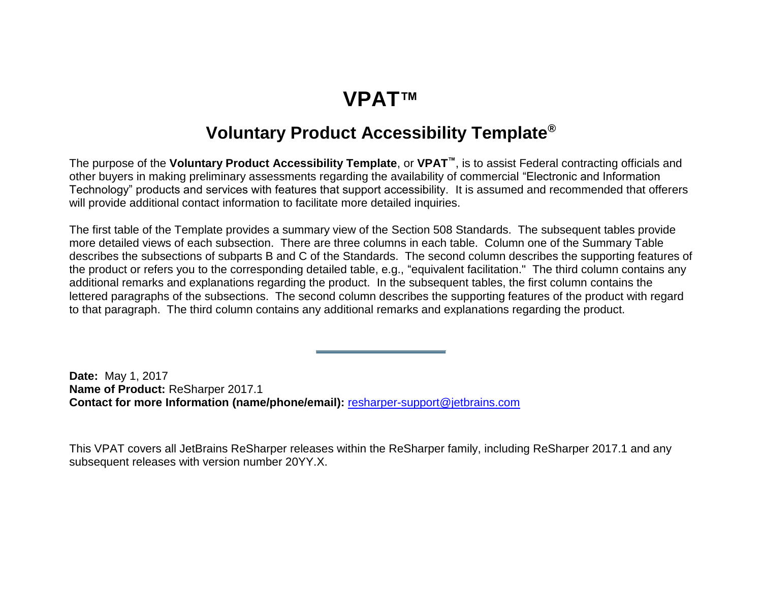# VPAT™

## Voluntary Product Accessibility Template®

The purpose of the **Voluntary Product Accessibility Template**, or **VPAT™**, is to assist Federal contracting officials and other buyers in making preliminary assessments regarding the availability of commercial "Electronic and Information Technology" products and services with features that support accessibility. It is assumed and recommended that offerers will provide additional contact information to facilitate more detailed inquiries.

The first table of the Template provides a summary view of the Section 508 Standards. The subsequent tables provide more detailed views of each subsection. There are three columns in each table. Column one of the Summary Table describes the subsections of subparts B and C of the Standards. The second column describes the supporting features of the product or refers you to the corresponding detailed table, e.g., "equivalent facilitation." The third column contains any additional remarks and explanations regarding the product. In the subsequent tables, the first column contains the lettered paragraphs of the subsections. The second column describes the supporting features of the product with regard to that paragraph. The third column contains any additional remarks and explanations regarding the product.

---

**Date:** May 1, 2017
**Name of Product:** ReSharper 2017.1
**Contact for more Information (name/phone/email):** [resharper-support@jetbrains.com](mailto:resharper-support@jetbrains.com)

This VPAT covers all JetBrains ReSharper releases within the ReSharper family, including ReSharper 2017.1 and any subsequent releases with version number 20YY.X.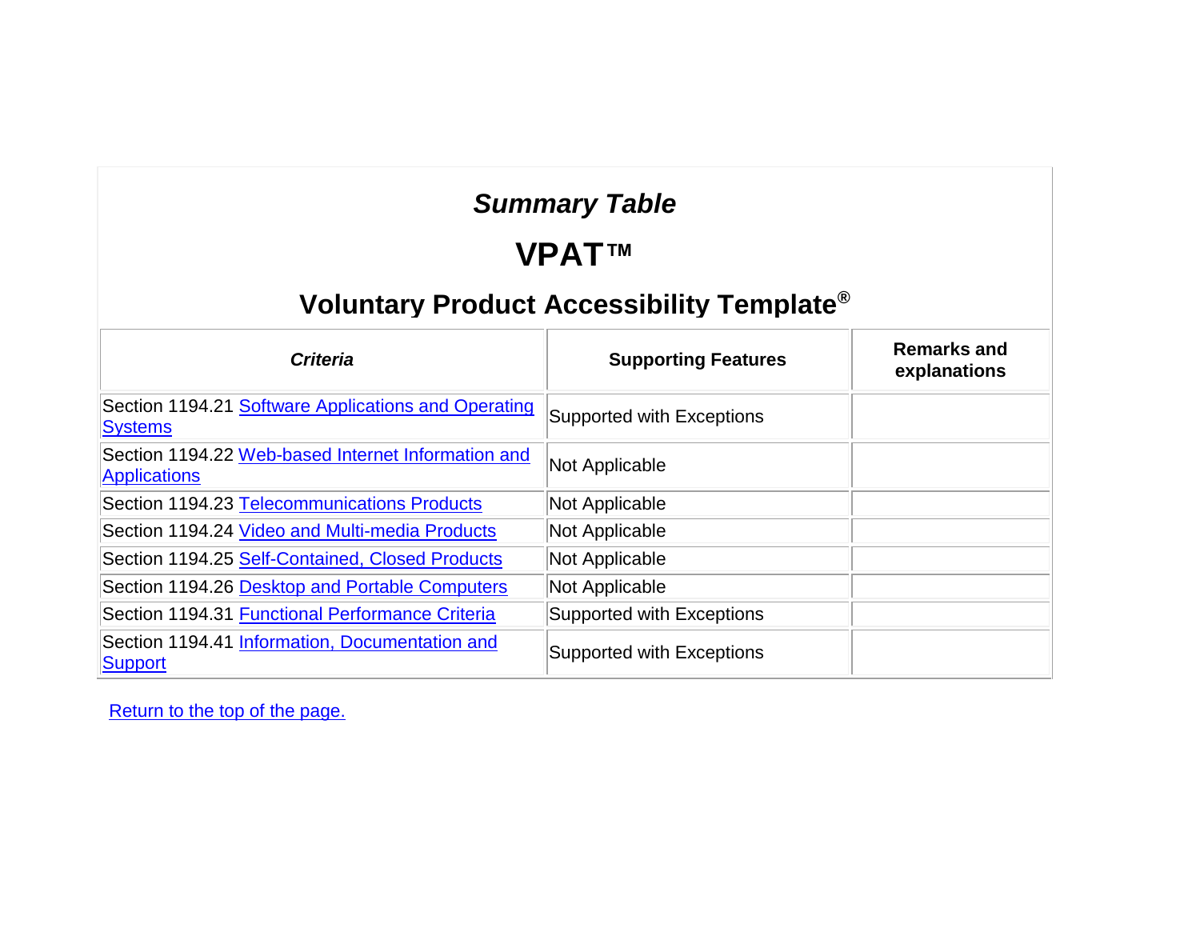## *Summary Table*

## VPAT™

## Voluntary Product Accessibility Template®

| *Criteria* | **Supporting Features** | **Remarks and explanations** |
|---|---|---|
| Section 1194.21 Software Applications and Operating Systems | Supported with Exceptions | |
| Section 1194.22 Web-based Internet Information and Applications | Not Applicable | |
| Section 1194.23 Telecommunications Products | Not Applicable | |
| Section 1194.24 Video and Multi-media Products | Not Applicable | |
| Section 1194.25 Self-Contained, Closed Products | Not Applicable | |
| Section 1194.26 Desktop and Portable Computers | Not Applicable | |
| Section 1194.31 Functional Performance Criteria | Supported with Exceptions | |
| Section 1194.41 Information, Documentation and Support | Supported with Exceptions | |

Return to the top of the page.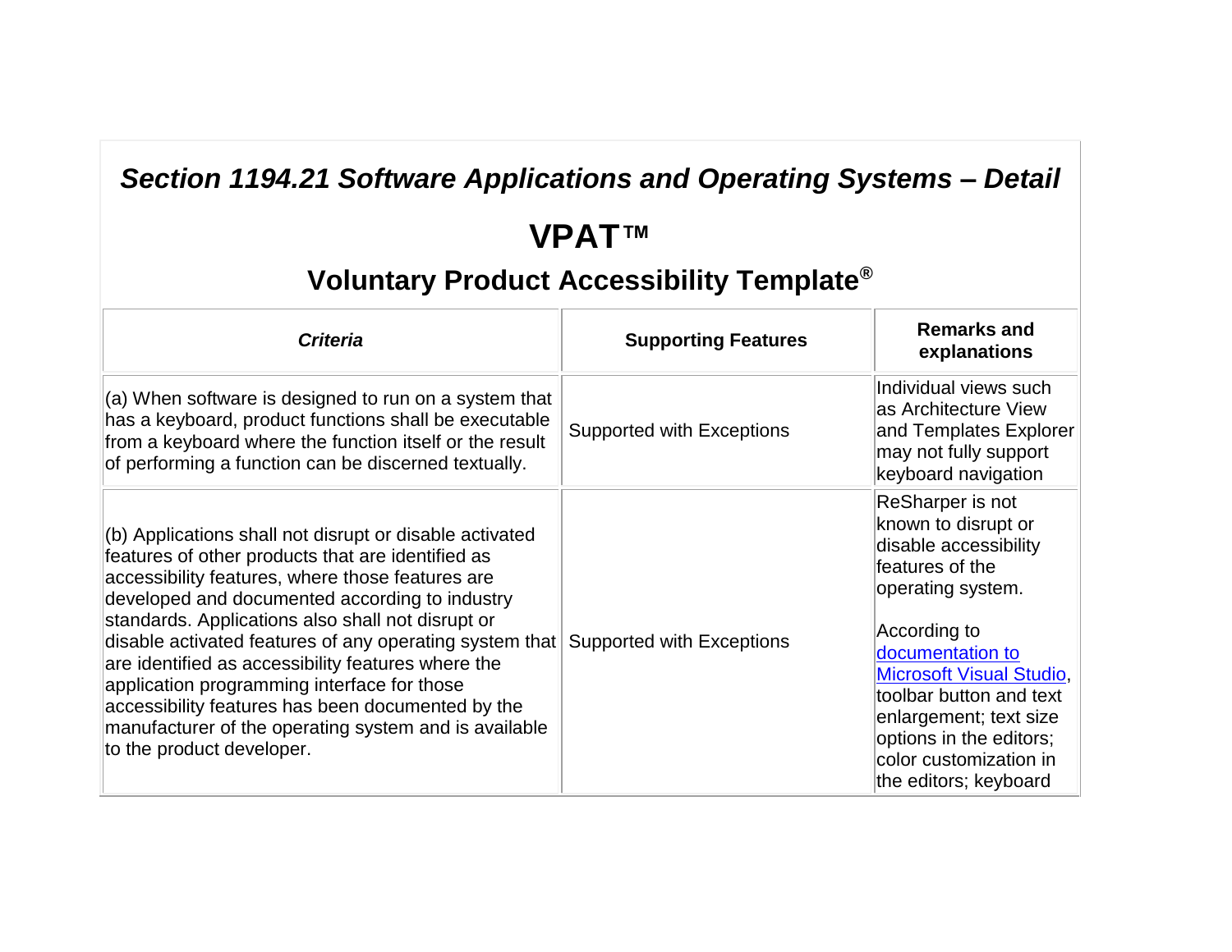## *Section 1194.21 Software Applications and Operating Systems – Detail*

### VPAT™

### Voluntary Product Accessibility Template®

| *Criteria* | Supporting Features | Remarks and explanations |
|---|---|---|
| (a) When software is designed to run on a system that has a keyboard, product functions shall be executable from a keyboard where the function itself or the result of performing a function can be discerned textually. | Supported with Exceptions | Individual views such as Architecture View and Templates Explorer may not fully support keyboard navigation |
| (b) Applications shall not disrupt or disable activated features of other products that are identified as accessibility features, where those features are developed and documented according to industry standards. Applications also shall not disrupt or disable activated features of any operating system that are identified as accessibility features where the application programming interface for those accessibility features has been documented by the manufacturer of the operating system and is available to the product developer. | Supported with Exceptions | ReSharper is not known to disrupt or disable accessibility features of the operating system.<br><br>According to [documentation to Microsoft Visual Studio](), toolbar button and text enlargement; text size options in the editors; color customization in the editors; keyboard |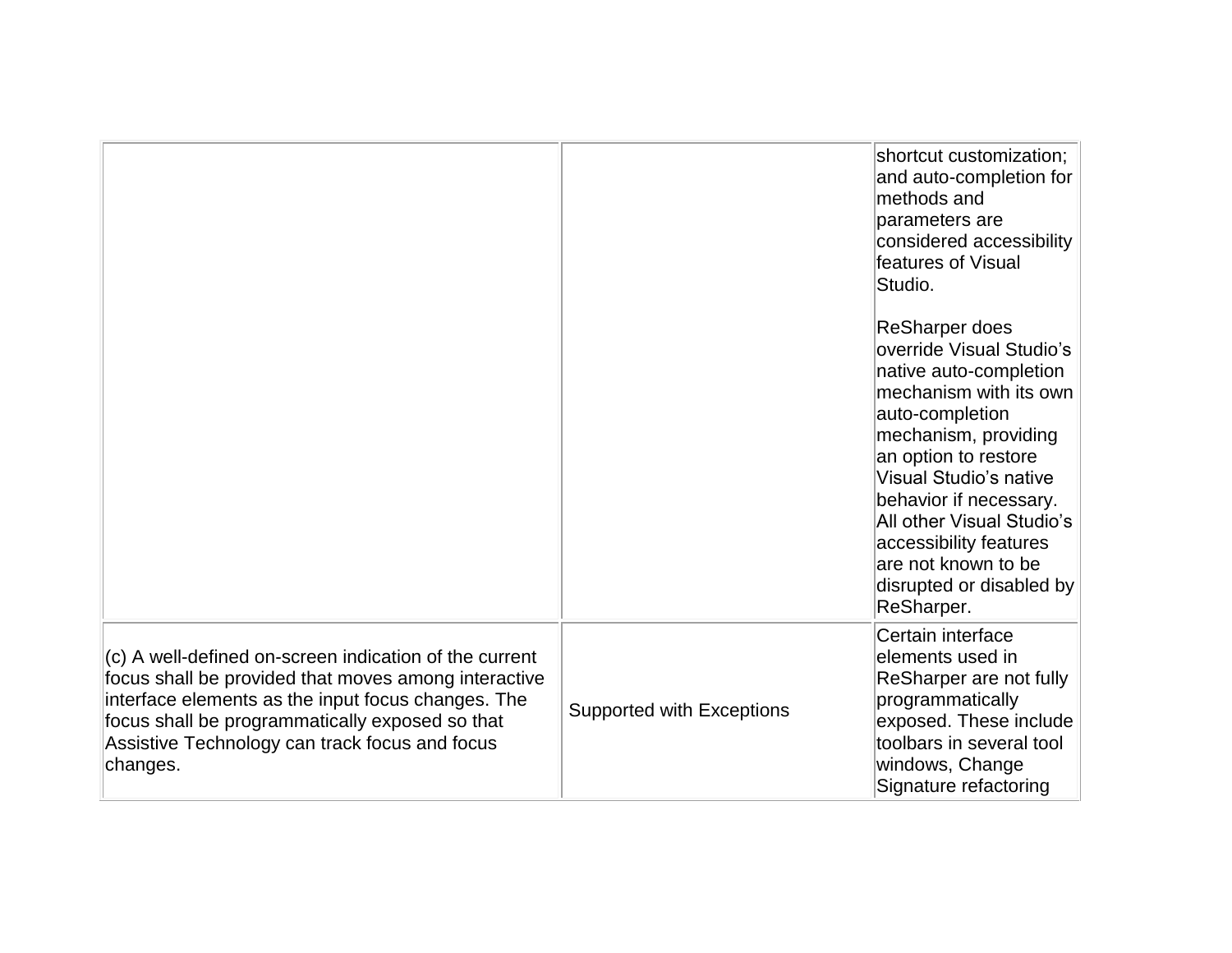| | | |
|---|---|---|
| | | shortcut customization; and auto-completion for methods and parameters are considered accessibility features of Visual Studio.<br><br>ReSharper does override Visual Studio's native auto-completion mechanism with its own auto-completion mechanism, providing an option to restore Visual Studio's native behavior if necessary. All other Visual Studio's accessibility features are not known to be disrupted or disabled by ReSharper. |
| (c) A well-defined on-screen indication of the current focus shall be provided that moves among interactive interface elements as the input focus changes. The focus shall be programmatically exposed so that Assistive Technology can track focus and focus changes. | Supported with Exceptions | Certain interface elements used in ReSharper are not fully programmatically exposed. These include toolbars in several tool windows, Change Signature refactoring |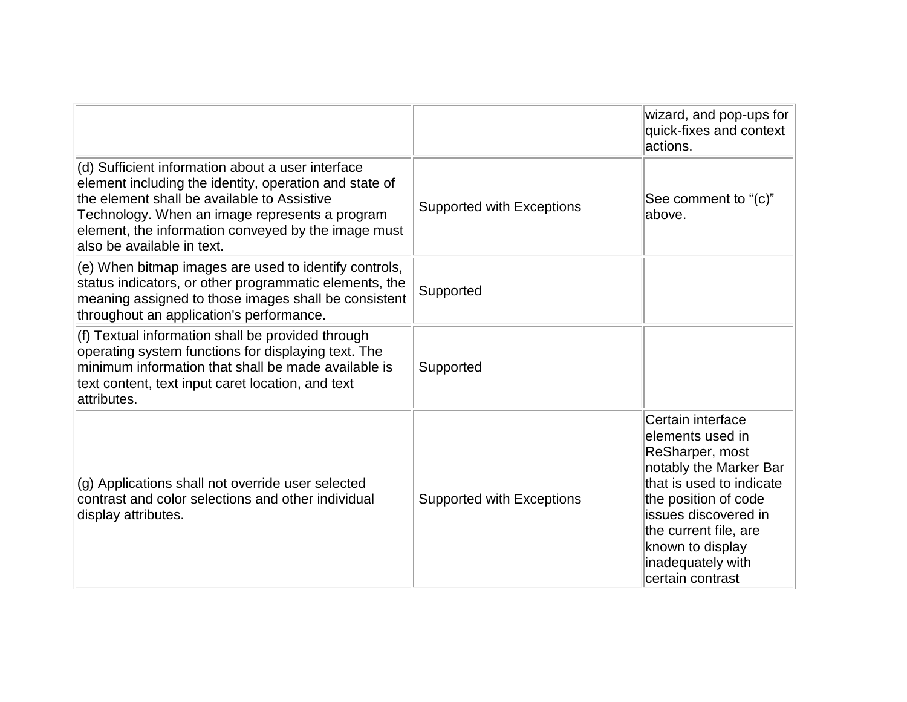| | | |
|---|---|---|
| | | wizard, and pop-ups for quick-fixes and context actions. |
| (d) Sufficient information about a user interface element including the identity, operation and state of the element shall be available to Assistive Technology. When an image represents a program element, the information conveyed by the image must also be available in text. | Supported with Exceptions | See comment to “(c)” above. |
| (e) When bitmap images are used to identify controls, status indicators, or other programmatic elements, the meaning assigned to those images shall be consistent throughout an application's performance. | Supported | |
| (f) Textual information shall be provided through operating system functions for displaying text. The minimum information that shall be made available is text content, text input caret location, and text attributes. | Supported | |
| (g) Applications shall not override user selected contrast and color selections and other individual display attributes. | Supported with Exceptions | Certain interface elements used in ReSharper, most notably the Marker Bar that is used to indicate the position of code issues discovered in the current file, are known to display inadequately with certain contrast |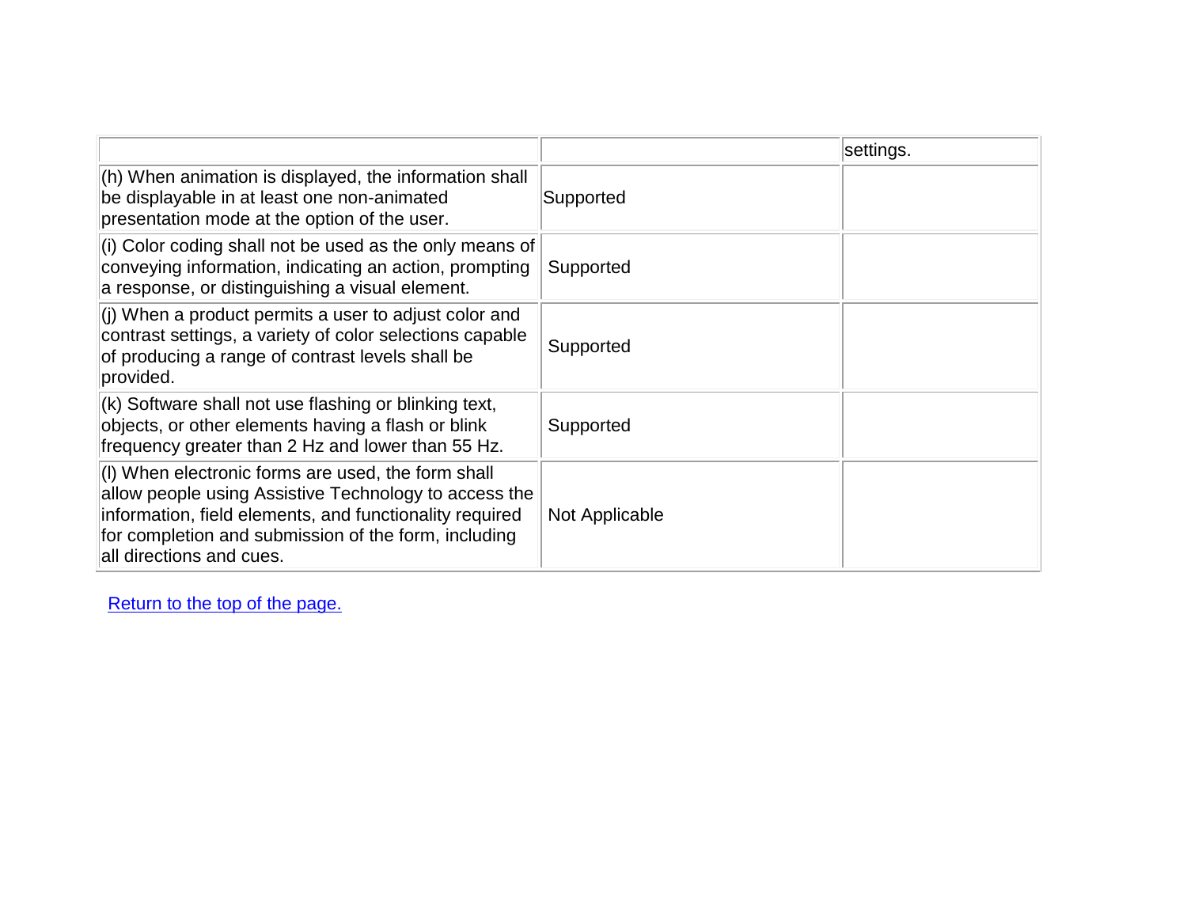| | | |
|---|---|---|
| | | settings. |
| (h) When animation is displayed, the information shall be displayable in at least one non-animated presentation mode at the option of the user. | Supported | |
| (i) Color coding shall not be used as the only means of conveying information, indicating an action, prompting a response, or distinguishing a visual element. | Supported | |
| (j) When a product permits a user to adjust color and contrast settings, a variety of color selections capable of producing a range of contrast levels shall be provided. | Supported | |
| (k) Software shall not use flashing or blinking text, objects, or other elements having a flash or blink frequency greater than 2 Hz and lower than 55 Hz. | Supported | |
| (l) When electronic forms are used, the form shall allow people using Assistive Technology to access the information, field elements, and functionality required for completion and submission of the form, including all directions and cues. | Not Applicable | |

Return to the top of the page.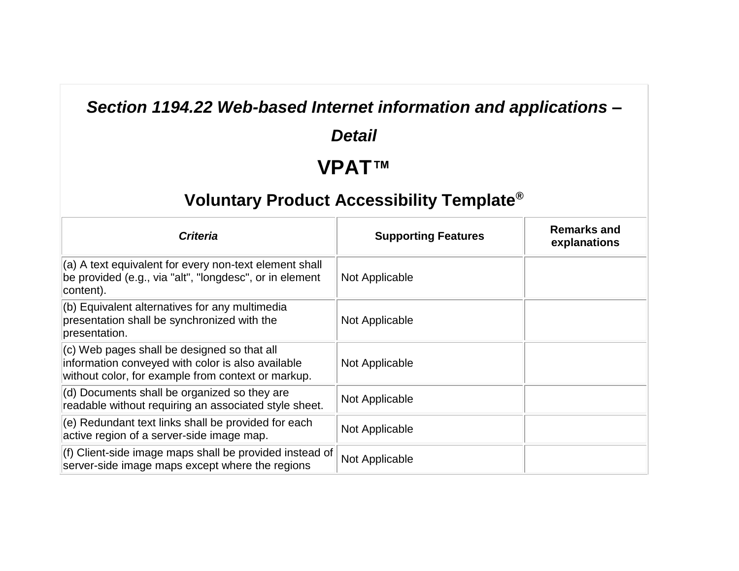## *Section 1194.22 Web-based Internet information and applications – Detail*

## VPAT™

### Voluntary Product Accessibility Template®

| *Criteria* | Supporting Features | Remarks and explanations |
|---|---|---|
| (a) A text equivalent for every non-text element shall be provided (e.g., via "alt", "longdesc", or in element content). | Not Applicable | |
| (b) Equivalent alternatives for any multimedia presentation shall be synchronized with the presentation. | Not Applicable | |
| (c) Web pages shall be designed so that all information conveyed with color is also available without color, for example from context or markup. | Not Applicable | |
| (d) Documents shall be organized so they are readable without requiring an associated style sheet. | Not Applicable | |
| (e) Redundant text links shall be provided for each active region of a server-side image map. | Not Applicable | |
| (f) Client-side image maps shall be provided instead of server-side image maps except where the regions | Not Applicable | |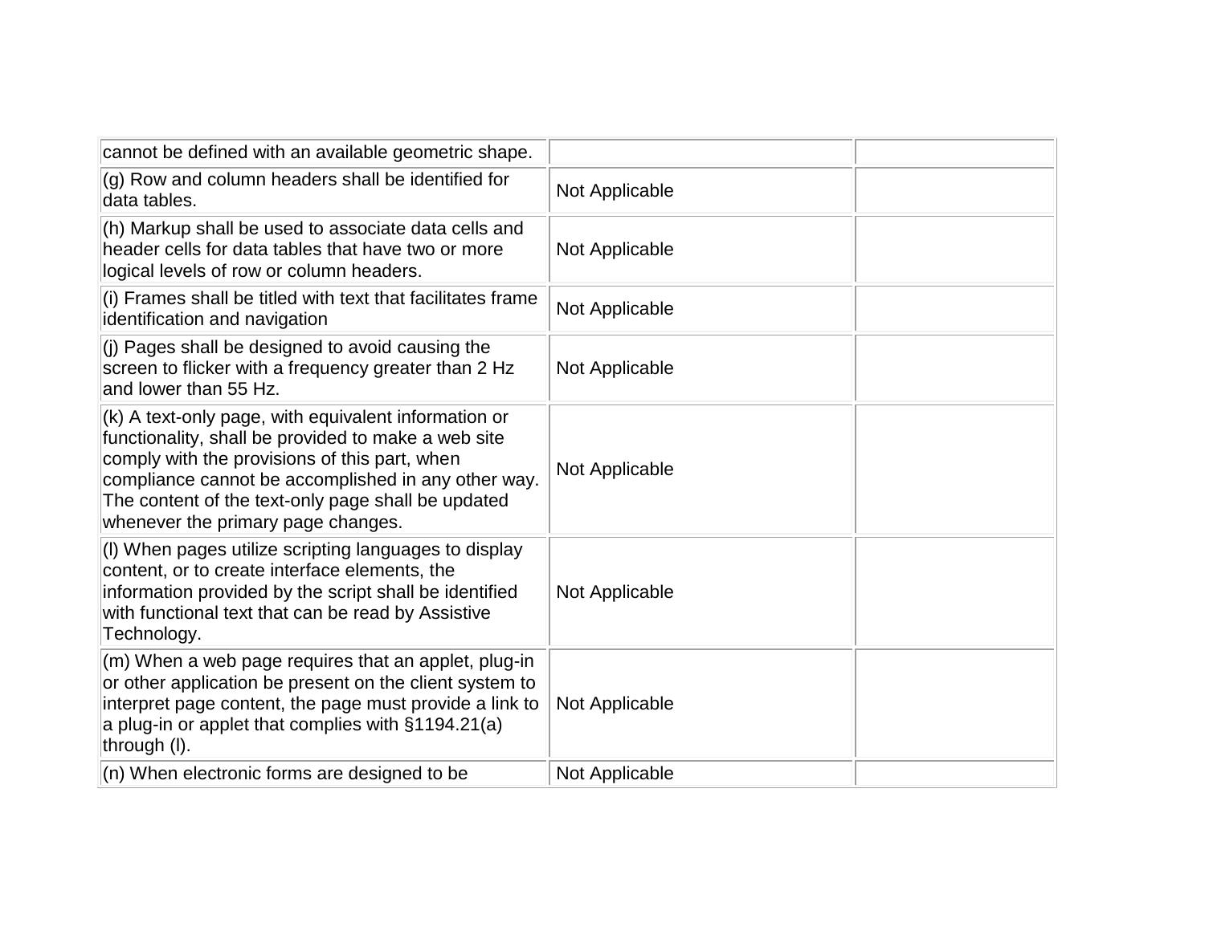| | | |
|---|---|---|
| cannot be defined with an available geometric shape. | | |
| (g) Row and column headers shall be identified for data tables. | Not Applicable | |
| (h) Markup shall be used to associate data cells and header cells for data tables that have two or more logical levels of row or column headers. | Not Applicable | |
| (i) Frames shall be titled with text that facilitates frame identification and navigation | Not Applicable | |
| (j) Pages shall be designed to avoid causing the screen to flicker with a frequency greater than 2 Hz and lower than 55 Hz. | Not Applicable | |
| (k) A text-only page, with equivalent information or functionality, shall be provided to make a web site comply with the provisions of this part, when compliance cannot be accomplished in any other way. The content of the text-only page shall be updated whenever the primary page changes. | Not Applicable | |
| (l) When pages utilize scripting languages to display content, or to create interface elements, the information provided by the script shall be identified with functional text that can be read by Assistive Technology. | Not Applicable | |
| (m) When a web page requires that an applet, plug-in or other application be present on the client system to interpret page content, the page must provide a link to a plug-in or applet that complies with §1194.21(a) through (l). | Not Applicable | |
| (n) When electronic forms are designed to be | Not Applicable | |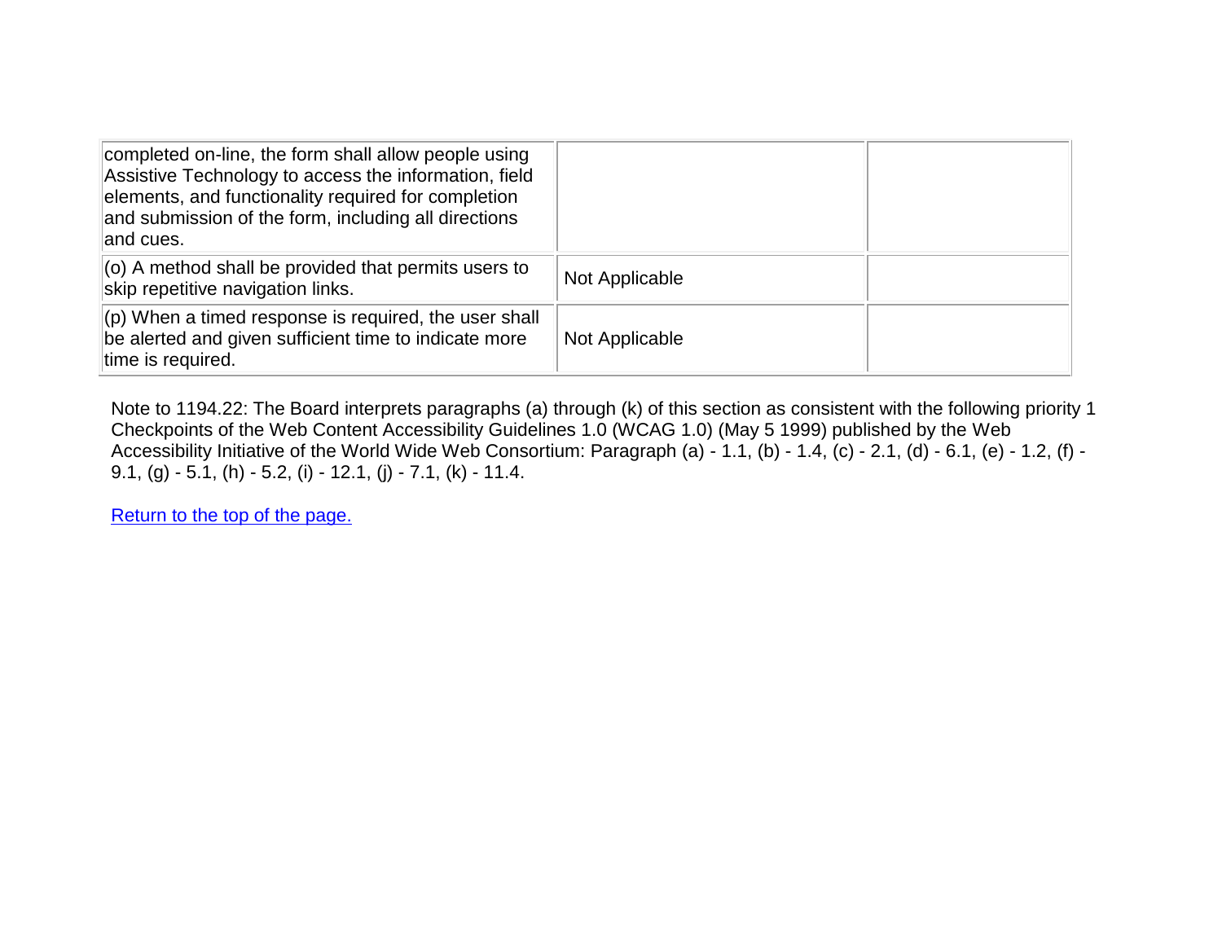| | | |
|---|---|---|
| completed on-line, the form shall allow people using Assistive Technology to access the information, field elements, and functionality required for completion and submission of the form, including all directions and cues. | | |
| (o) A method shall be provided that permits users to skip repetitive navigation links. | Not Applicable | |
| (p) When a timed response is required, the user shall be alerted and given sufficient time to indicate more time is required. | Not Applicable | |

Note to 1194.22: The Board interprets paragraphs (a) through (k) of this section as consistent with the following priority 1 Checkpoints of the Web Content Accessibility Guidelines 1.0 (WCAG 1.0) (May 5 1999) published by the Web Accessibility Initiative of the World Wide Web Consortium: Paragraph (a) - 1.1, (b) - 1.4, (c) - 2.1, (d) - 6.1, (e) - 1.2, (f) - 9.1, (g) - 5.1, (h) - 5.2, (i) - 12.1, (j) - 7.1, (k) - 11.4.

Return to the top of the page.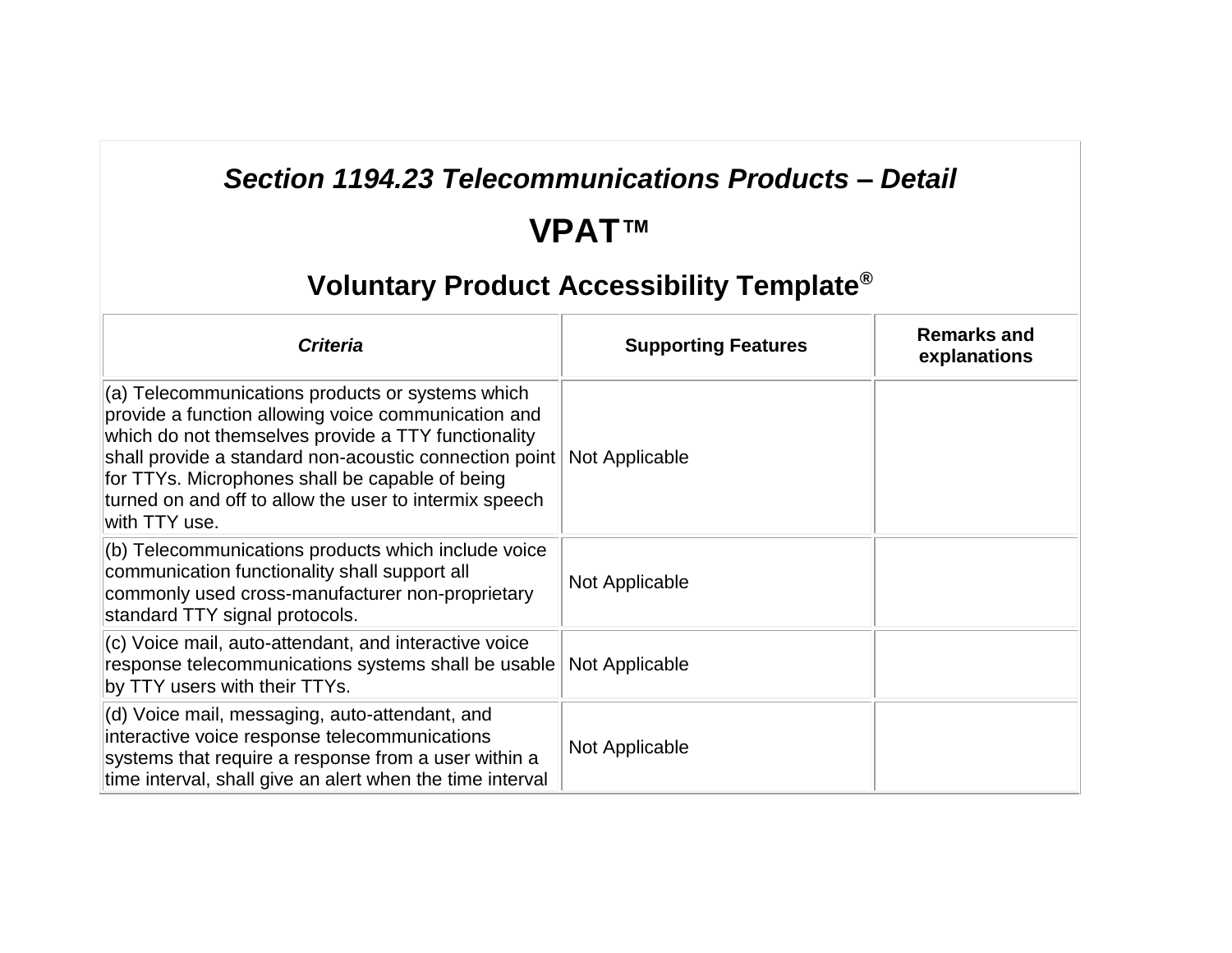## *Section 1194.23 Telecommunications Products – Detail*

## VPAT™

## Voluntary Product Accessibility Template®

| ***Criteria*** | **Supporting Features** | **Remarks and explanations** |
|---|---|---|
| (a) Telecommunications products or systems which provide a function allowing voice communication and which do not themselves provide a TTY functionality shall provide a standard non-acoustic connection point for TTYs. Microphones shall be capable of being turned on and off to allow the user to intermix speech with TTY use. | Not Applicable | |
| (b) Telecommunications products which include voice communication functionality shall support all commonly used cross-manufacturer non-proprietary standard TTY signal protocols. | Not Applicable | |
| (c) Voice mail, auto-attendant, and interactive voice response telecommunications systems shall be usable by TTY users with their TTYs. | Not Applicable | |
| (d) Voice mail, messaging, auto-attendant, and interactive voice response telecommunications systems that require a response from a user within a time interval, shall give an alert when the time interval | Not Applicable | |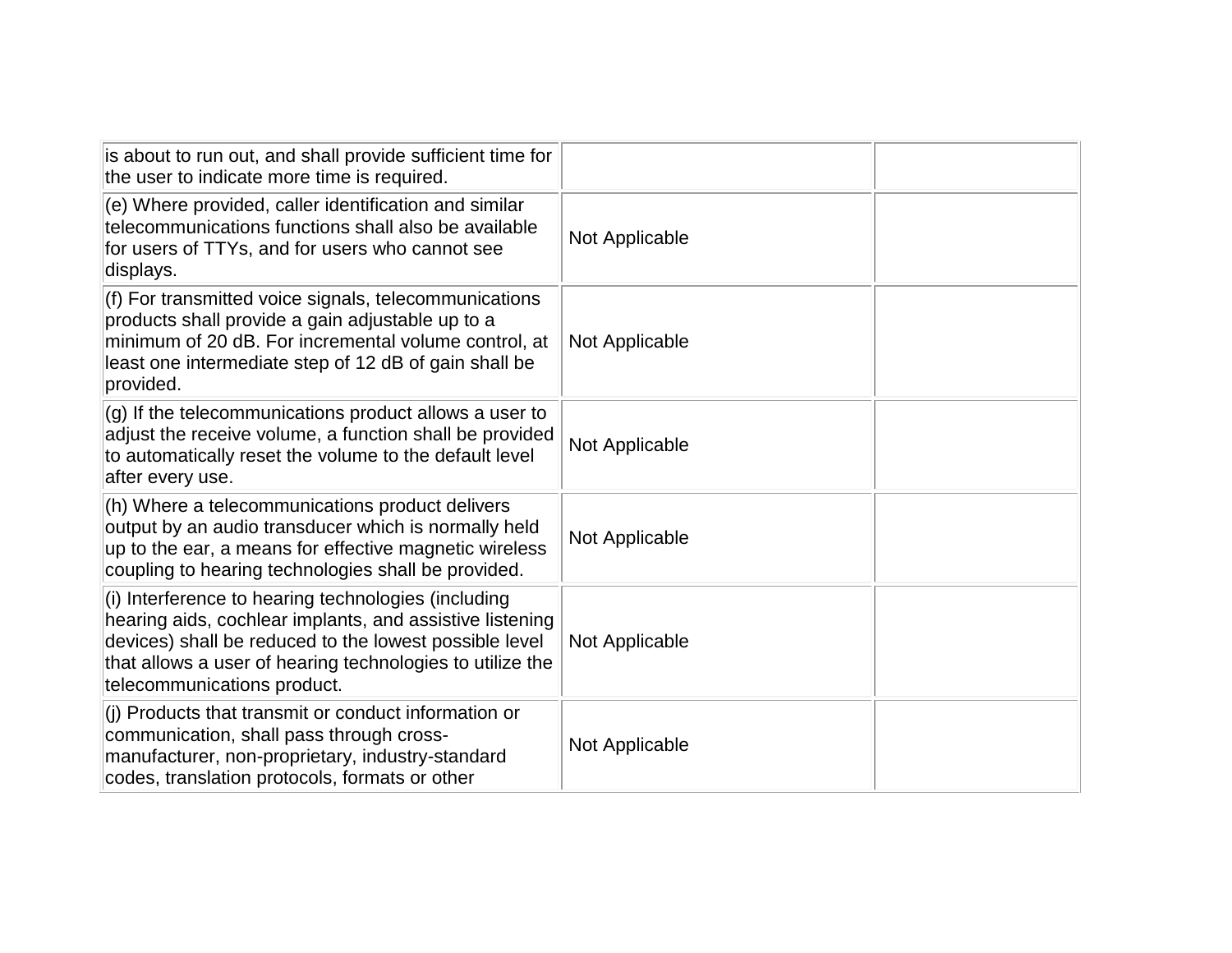| | | |
|---|---|---|
| is about to run out, and shall provide sufficient time for the user to indicate more time is required. | | |
| (e) Where provided, caller identification and similar telecommunications functions shall also be available for users of TTYs, and for users who cannot see displays. | Not Applicable | |
| (f) For transmitted voice signals, telecommunications products shall provide a gain adjustable up to a minimum of 20 dB. For incremental volume control, at least one intermediate step of 12 dB of gain shall be provided. | Not Applicable | |
| (g) If the telecommunications product allows a user to adjust the receive volume, a function shall be provided to automatically reset the volume to the default level after every use. | Not Applicable | |
| (h) Where a telecommunications product delivers output by an audio transducer which is normally held up to the ear, a means for effective magnetic wireless coupling to hearing technologies shall be provided. | Not Applicable | |
| (i) Interference to hearing technologies (including hearing aids, cochlear implants, and assistive listening devices) shall be reduced to the lowest possible level that allows a user of hearing technologies to utilize the telecommunications product. | Not Applicable | |
| (j) Products that transmit or conduct information or communication, shall pass through cross-manufacturer, non-proprietary, industry-standard codes, translation protocols, formats or other | Not Applicable | |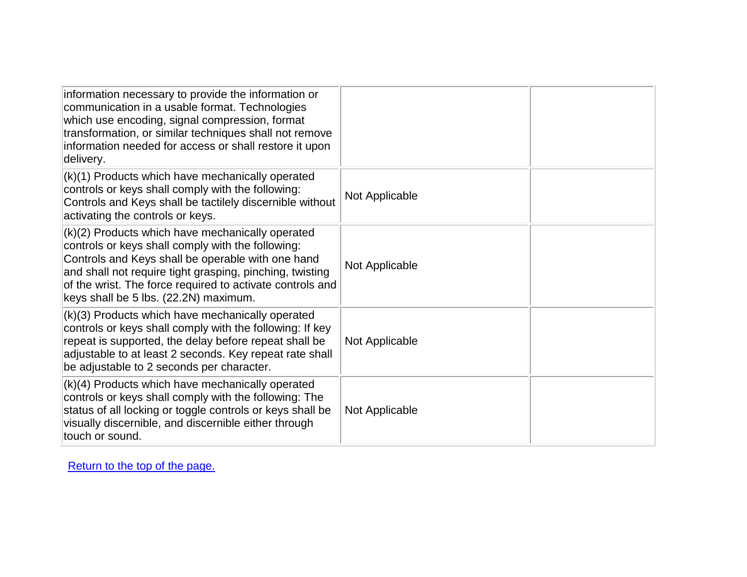| | | |
|---|---|---|
| information necessary to provide the information or communication in a usable format. Technologies which use encoding, signal compression, format transformation, or similar techniques shall not remove information needed for access or shall restore it upon delivery. | | |
| (k)(1) Products which have mechanically operated controls or keys shall comply with the following: Controls and Keys shall be tactilely discernible without activating the controls or keys. | Not Applicable | |
| (k)(2) Products which have mechanically operated controls or keys shall comply with the following: Controls and Keys shall be operable with one hand and shall not require tight grasping, pinching, twisting of the wrist. The force required to activate controls and keys shall be 5 lbs. (22.2N) maximum. | Not Applicable | |
| (k)(3) Products which have mechanically operated controls or keys shall comply with the following: If key repeat is supported, the delay before repeat shall be adjustable to at least 2 seconds. Key repeat rate shall be adjustable to 2 seconds per character. | Not Applicable | |
| (k)(4) Products which have mechanically operated controls or keys shall comply with the following: The status of all locking or toggle controls or keys shall be visually discernible, and discernible either through touch or sound. | Not Applicable | |

Return to the top of the page.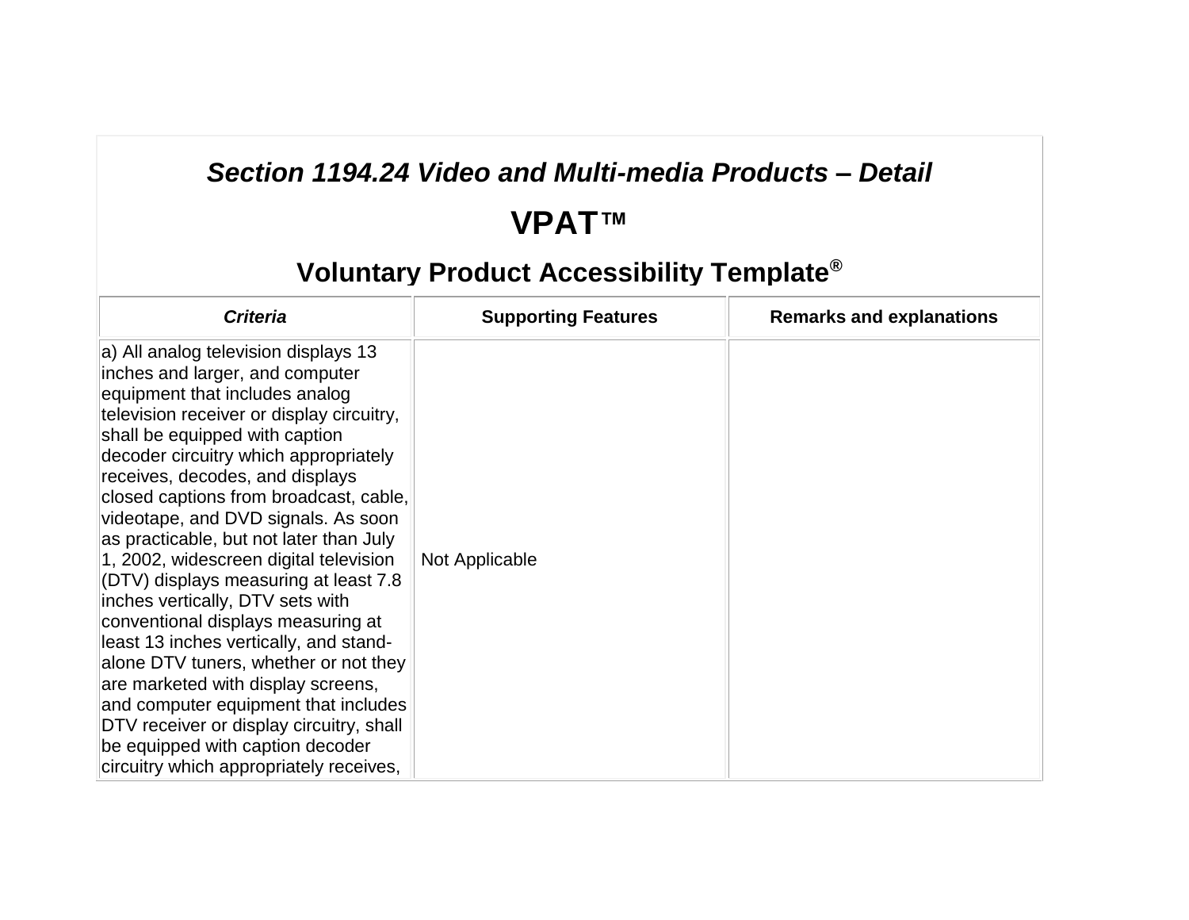## *Section 1194.24 Video and Multi-media Products – Detail*

## VPAT™

## Voluntary Product Accessibility Template®

| *Criteria* | Supporting Features | Remarks and explanations |
| --- | --- | --- |
| a) All analog television displays 13 inches and larger, and computer equipment that includes analog television receiver or display circuitry, shall be equipped with caption decoder circuitry which appropriately receives, decodes, and displays closed captions from broadcast, cable, videotape, and DVD signals. As soon as practicable, but not later than July 1, 2002, widescreen digital television (DTV) displays measuring at least 7.8 inches vertically, DTV sets with conventional displays measuring at least 13 inches vertically, and stand-alone DTV tuners, whether or not they are marketed with display screens, and computer equipment that includes DTV receiver or display circuitry, shall be equipped with caption decoder circuitry which appropriately receives, | Not Applicable | |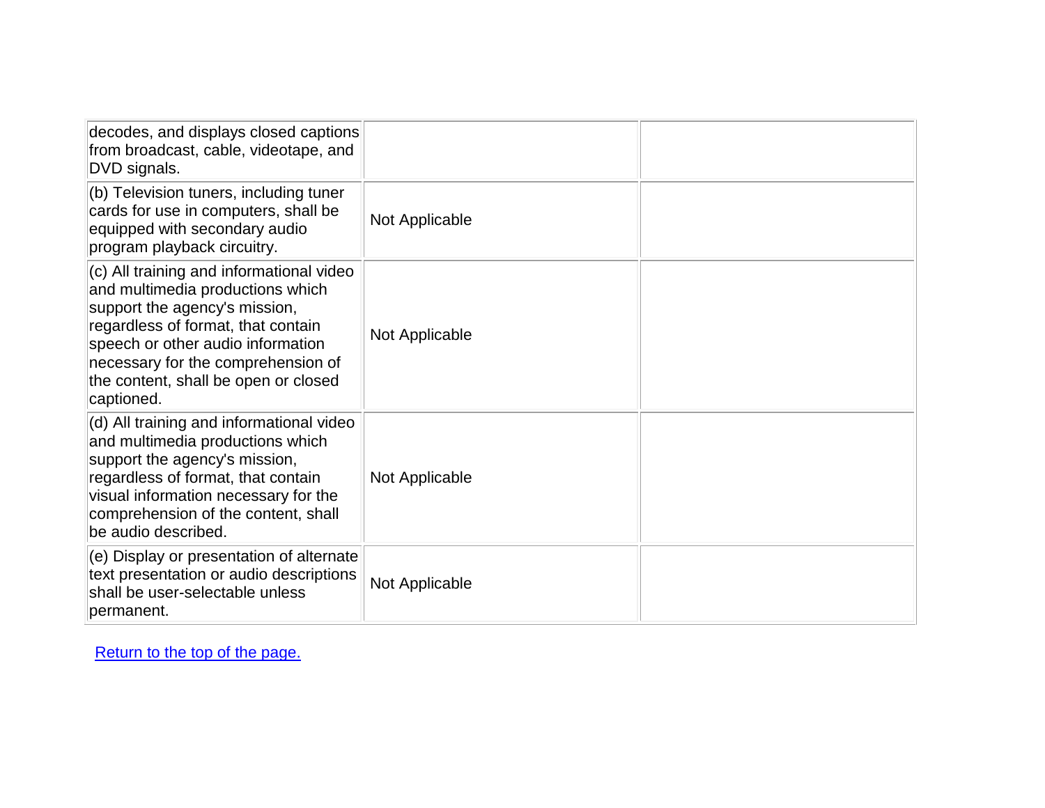| | | |
|---|---|---|
| decodes, and displays closed captions from broadcast, cable, videotape, and DVD signals. | | |
| (b) Television tuners, including tuner cards for use in computers, shall be equipped with secondary audio program playback circuitry. | Not Applicable | |
| (c) All training and informational video and multimedia productions which support the agency's mission, regardless of format, that contain speech or other audio information necessary for the comprehension of the content, shall be open or closed captioned. | Not Applicable | |
| (d) All training and informational video and multimedia productions which support the agency's mission, regardless of format, that contain visual information necessary for the comprehension of the content, shall be audio described. | Not Applicable | |
| (e) Display or presentation of alternate text presentation or audio descriptions shall be user-selectable unless permanent. | Not Applicable | |

[Return to the top of the page.]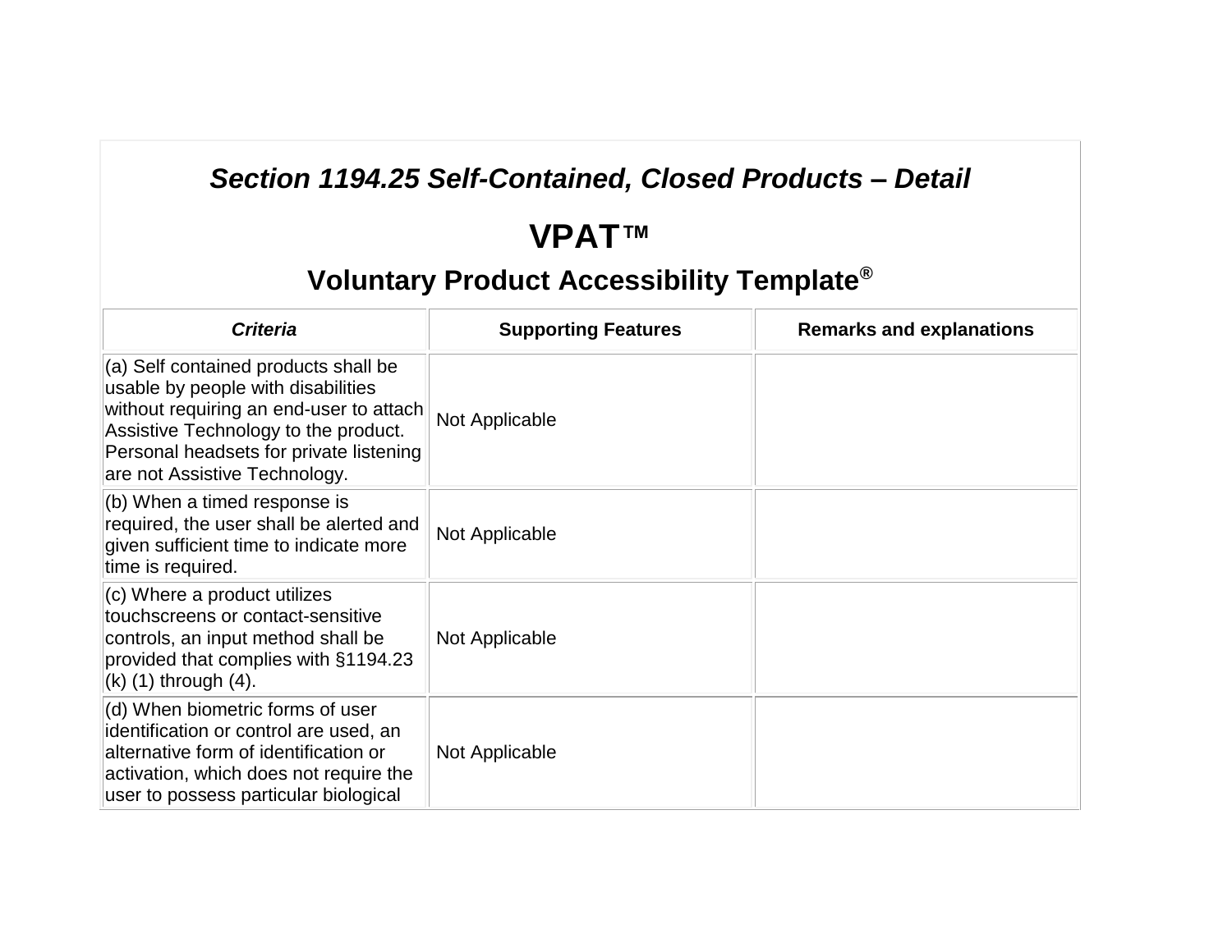## *Section 1194.25 Self-Contained, Closed Products – Detail*

# VPAT™

### Voluntary Product Accessibility Template®

| *Criteria* | Supporting Features | Remarks and explanations |
|---|---|---|
| (a) Self contained products shall be usable by people with disabilities without requiring an end-user to attach Assistive Technology to the product. Personal headsets for private listening are not Assistive Technology. | Not Applicable | |
| (b) When a timed response is required, the user shall be alerted and given sufficient time to indicate more time is required. | Not Applicable | |
| (c) Where a product utilizes touchscreens or contact-sensitive controls, an input method shall be provided that complies with §1194.23 (k) (1) through (4). | Not Applicable | |
| (d) When biometric forms of user identification or control are used, an alternative form of identification or activation, which does not require the user to possess particular biological | Not Applicable | |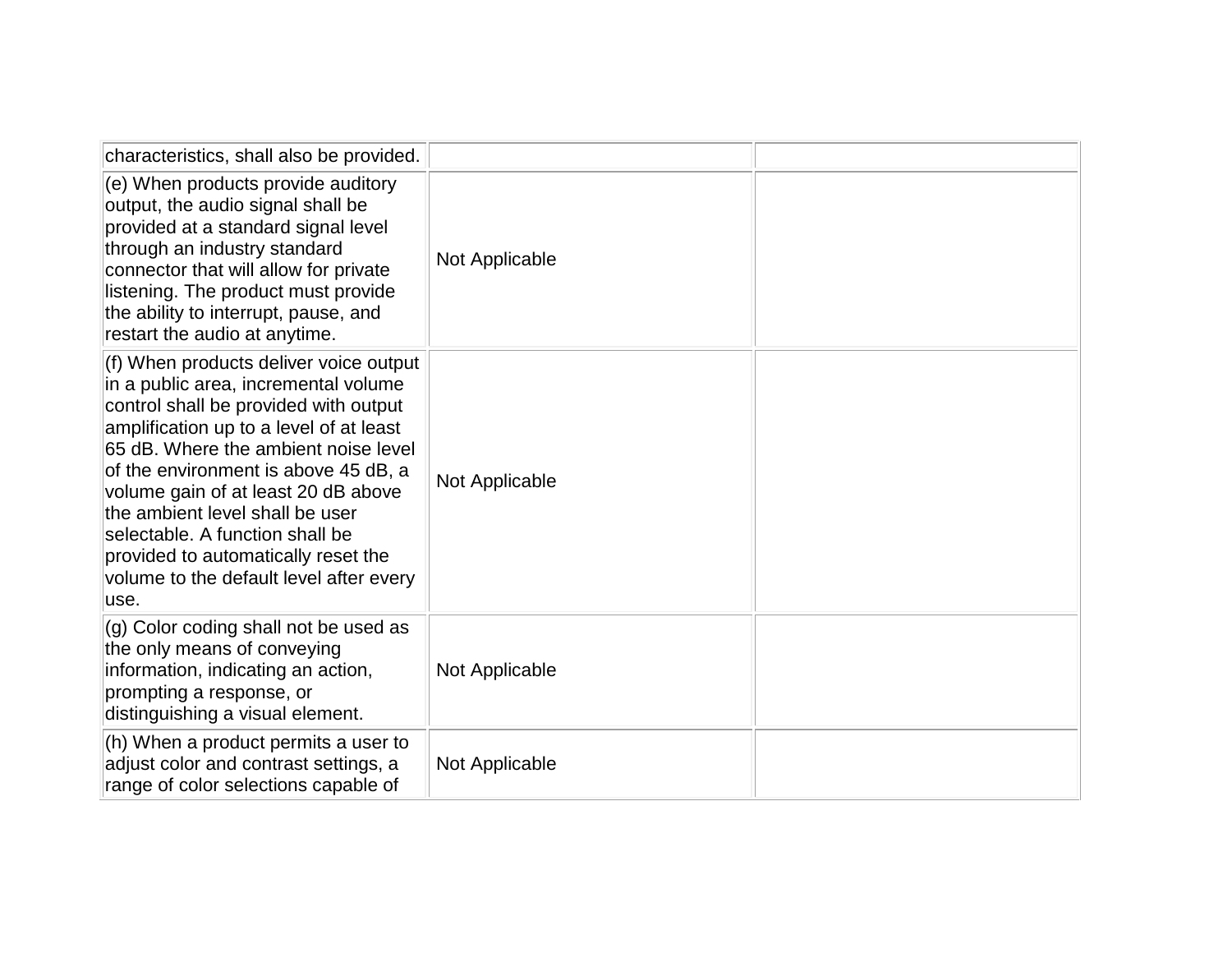| | | |
|---|---|---|
| characteristics, shall also be provided. | | |
| (e) When products provide auditory output, the audio signal shall be provided at a standard signal level through an industry standard connector that will allow for private listening. The product must provide the ability to interrupt, pause, and restart the audio at anytime. | Not Applicable | |
| (f) When products deliver voice output in a public area, incremental volume control shall be provided with output amplification up to a level of at least 65 dB. Where the ambient noise level of the environment is above 45 dB, a volume gain of at least 20 dB above the ambient level shall be user selectable. A function shall be provided to automatically reset the volume to the default level after every use. | Not Applicable | |
| (g) Color coding shall not be used as the only means of conveying information, indicating an action, prompting a response, or distinguishing a visual element. | Not Applicable | |
| (h) When a product permits a user to adjust color and contrast settings, a range of color selections capable of | Not Applicable | |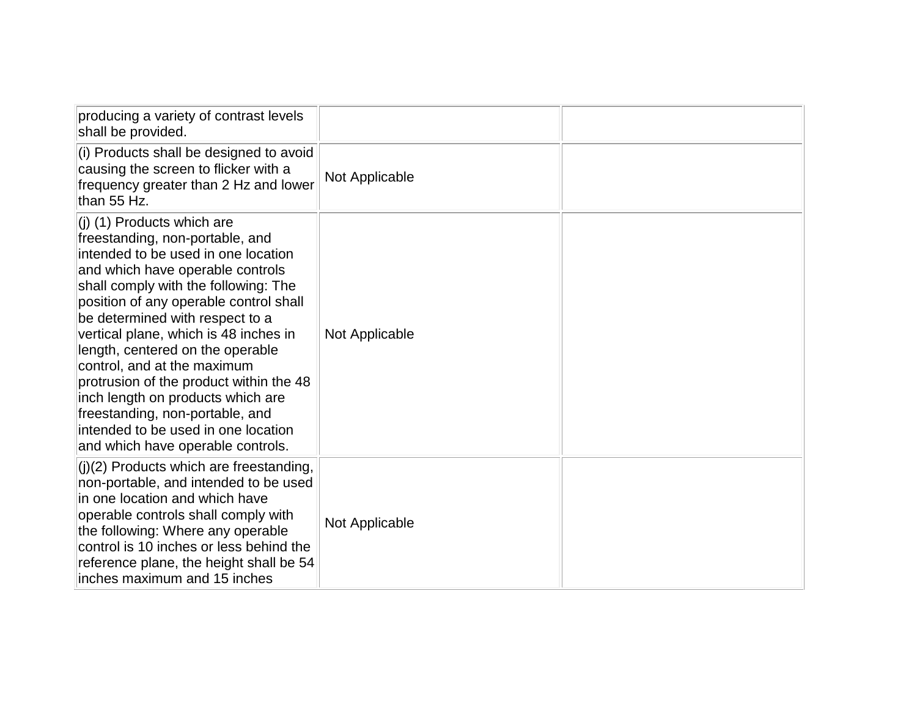| | | |
|---|---|---|
| producing a variety of contrast levels shall be provided. | | |
| (i) Products shall be designed to avoid causing the screen to flicker with a frequency greater than 2 Hz and lower than 55 Hz. | Not Applicable | |
| (j) (1) Products which are freestanding, non-portable, and intended to be used in one location and which have operable controls shall comply with the following: The position of any operable control shall be determined with respect to a vertical plane, which is 48 inches in length, centered on the operable control, and at the maximum protrusion of the product within the 48 inch length on products which are freestanding, non-portable, and intended to be used in one location and which have operable controls. | Not Applicable | |
| (j)(2) Products which are freestanding, non-portable, and intended to be used in one location and which have operable controls shall comply with the following: Where any operable control is 10 inches or less behind the reference plane, the height shall be 54 inches maximum and 15 inches | Not Applicable | |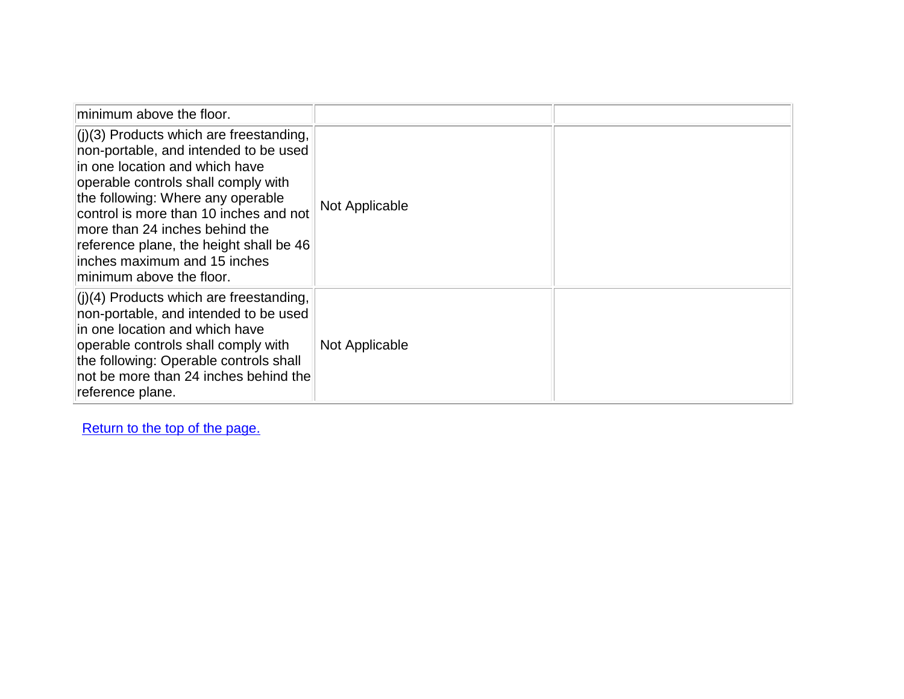| | | |
|---|---|---|
| minimum above the floor. | | |
| (j)(3) Products which are freestanding, non-portable, and intended to be used in one location and which have operable controls shall comply with the following: Where any operable control is more than 10 inches and not more than 24 inches behind the reference plane, the height shall be 46 inches maximum and 15 inches minimum above the floor. | Not Applicable | |
| (j)(4) Products which are freestanding, non-portable, and intended to be used in one location and which have operable controls shall comply with the following: Operable controls shall not be more than 24 inches behind the reference plane. | Not Applicable | |

Return to the top of the page.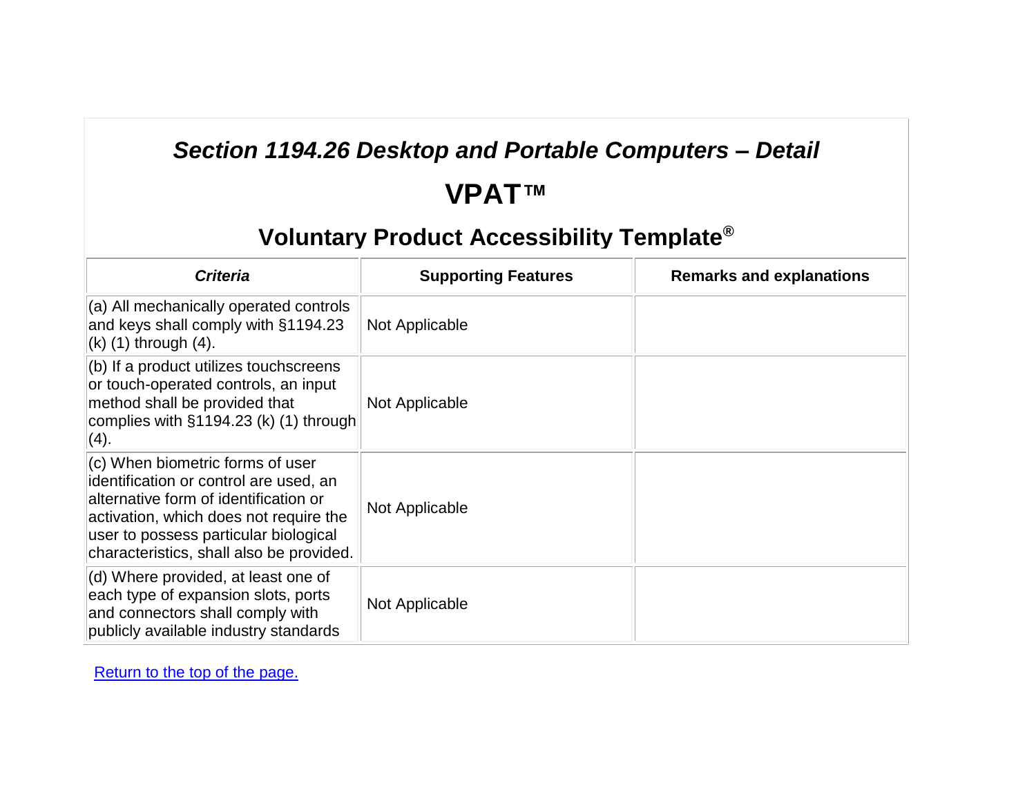## *Section 1194.26 Desktop and Portable Computers – Detail*

## VPAT™

## Voluntary Product Accessibility Template®

| *Criteria* | Supporting Features | Remarks and explanations |
|---|---|---|
| (a) All mechanically operated controls and keys shall comply with §1194.23 (k) (1) through (4). | Not Applicable | |
| (b) If a product utilizes touchscreens or touch-operated controls, an input method shall be provided that complies with §1194.23 (k) (1) through (4). | Not Applicable | |
| (c) When biometric forms of user identification or control are used, an alternative form of identification or activation, which does not require the user to possess particular biological characteristics, shall also be provided. | Not Applicable | |
| (d) Where provided, at least one of each type of expansion slots, ports and connectors shall comply with publicly available industry standards | Not Applicable | |

Return to the top of the page.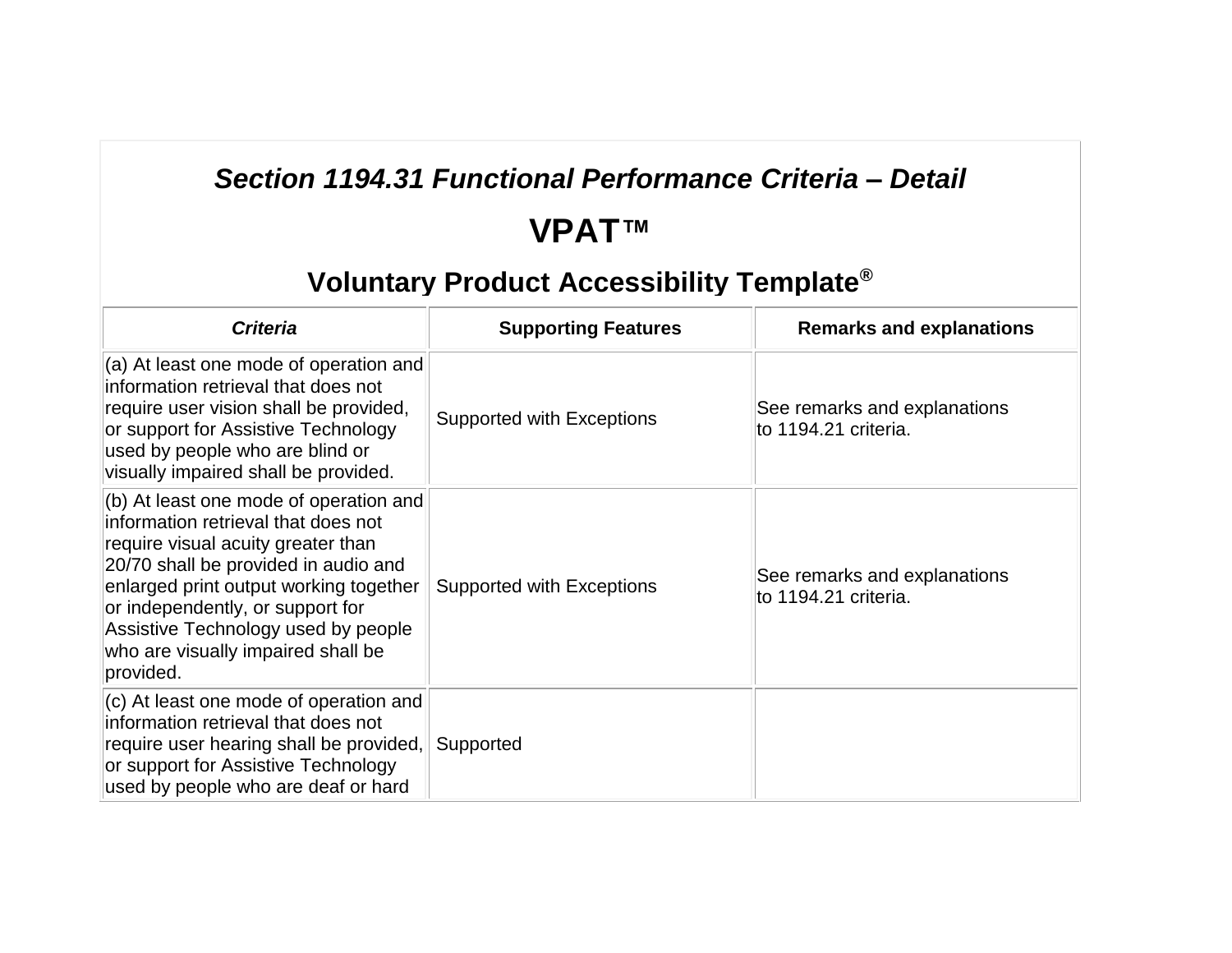## *Section 1194.31 Functional Performance Criteria – Detail*

## VPAT™

## Voluntary Product Accessibility Template®

| ***Criteria*** | **Supporting Features** | **Remarks and explanations** |
|---|---|---|
| (a) At least one mode of operation and information retrieval that does not require user vision shall be provided, or support for Assistive Technology used by people who are blind or visually impaired shall be provided. | Supported with Exceptions | See remarks and explanations to 1194.21 criteria. |
| (b) At least one mode of operation and information retrieval that does not require visual acuity greater than 20/70 shall be provided in audio and enlarged print output working together or independently, or support for Assistive Technology used by people who are visually impaired shall be provided. | Supported with Exceptions | See remarks and explanations to 1194.21 criteria. |
| (c) At least one mode of operation and information retrieval that does not require user hearing shall be provided, or support for Assistive Technology used by people who are deaf or hard | Supported | |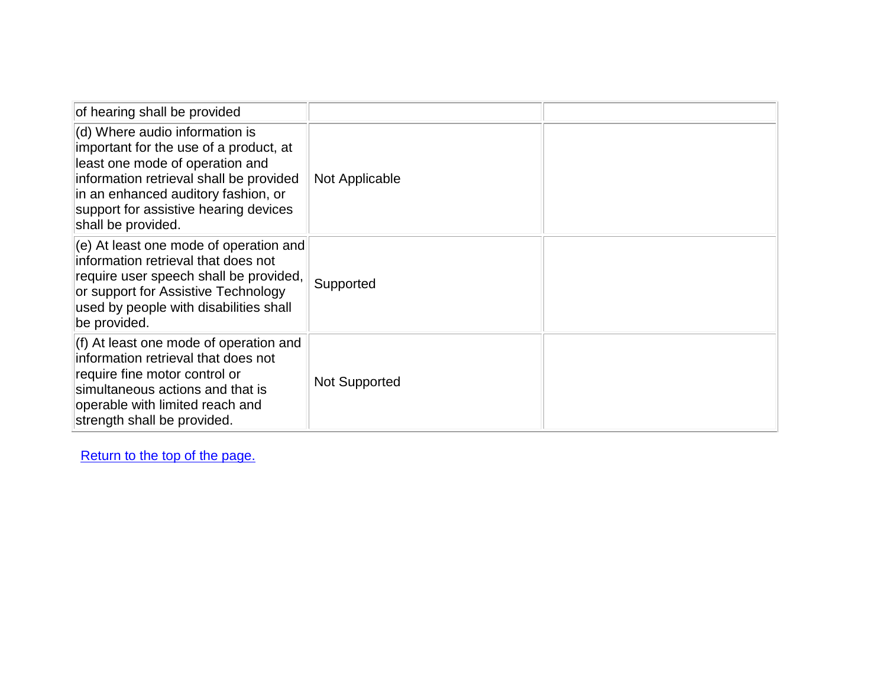| | | |
|---|---|---|
| of hearing shall be provided | | |
| (d) Where audio information is important for the use of a product, at least one mode of operation and information retrieval shall be provided in an enhanced auditory fashion, or support for assistive hearing devices shall be provided. | Not Applicable | |
| (e) At least one mode of operation and information retrieval that does not require user speech shall be provided, or support for Assistive Technology used by people with disabilities shall be provided. | Supported | |
| (f) At least one mode of operation and information retrieval that does not require fine motor control or simultaneous actions and that is operable with limited reach and strength shall be provided. | Not Supported | |

Return to the top of the page.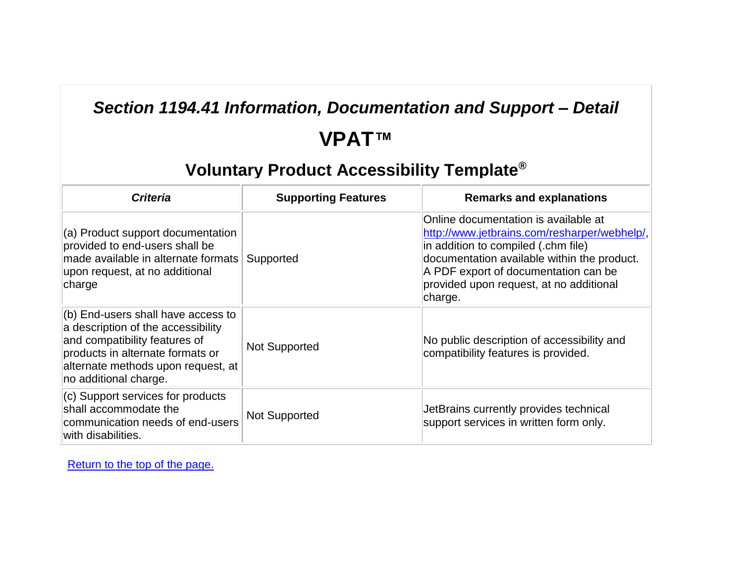## *Section 1194.41 Information, Documentation and Support – Detail*

## VPAT™

## Voluntary Product Accessibility Template®

| *Criteria* | Supporting Features | Remarks and explanations |
| --- | --- | --- |
| (a) Product support documentation provided to end-users shall be made available in alternate formats upon request, at no additional charge | Supported | Online documentation is available at [http://www.jetbrains.com/resharper/webhelp/](http://www.jetbrains.com/resharper/webhelp/), in addition to compiled (.chm file) documentation available within the product. A PDF export of documentation can be provided upon request, at no additional charge. |
| (b) End-users shall have access to a description of the accessibility and compatibility features of products in alternate formats or alternate methods upon request, at no additional charge. | Not Supported | No public description of accessibility and compatibility features is provided. |
| (c) Support services for products shall accommodate the communication needs of end-users with disabilities. | Not Supported | JetBrains currently provides technical support services in written form only. |

[Return to the top of the page.]()